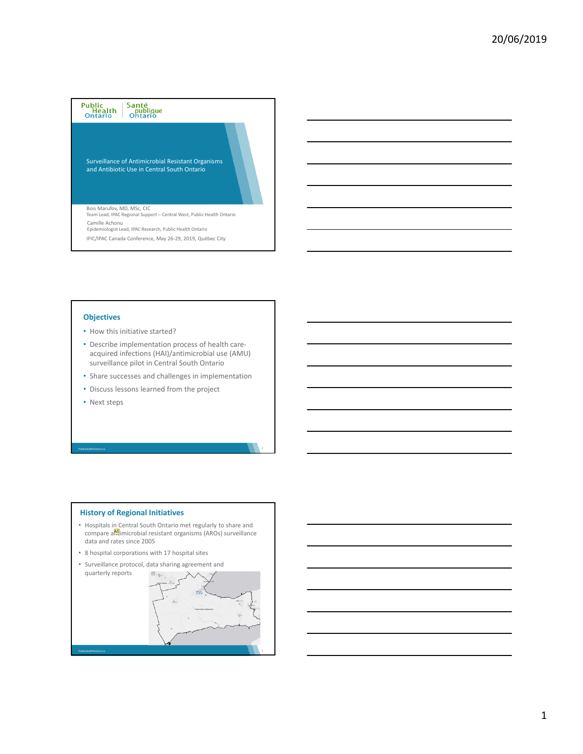# Surveillance of Antimicrobial Resistant Organisms and Antibiotic Use in Central South Ontario

Public Health Ontario | Santé publique Ontario

Bois Marufov, MD, MSc, CIC
Team Lead, IPAC Regional Support – Central West, Public Health Ontario

Camille Achonu
Epidemiologist Lead, IPAC Research, Public Health Ontario

IFIC/IPAC Canada Conference, May 26-29, 2019, Québec City

## Objectives

- How this initiative started?
- Describe implementation process of health care-acquired infections (HAI)/antimicrobial use (AMU) surveillance pilot in Central South Ontario
- Share successes and challenges in implementation
- Discuss lessons learned from the project
- Next steps

## History of Regional Initiatives

- Hospitals in Central South Ontario met regularly to share and compare antimicrobial resistant organisms (AROs) surveillance data and rates since 2005
- 8 hospital corporations with 17 hospital sites
- Surveillance protocol, data sharing agreement and quarterly reports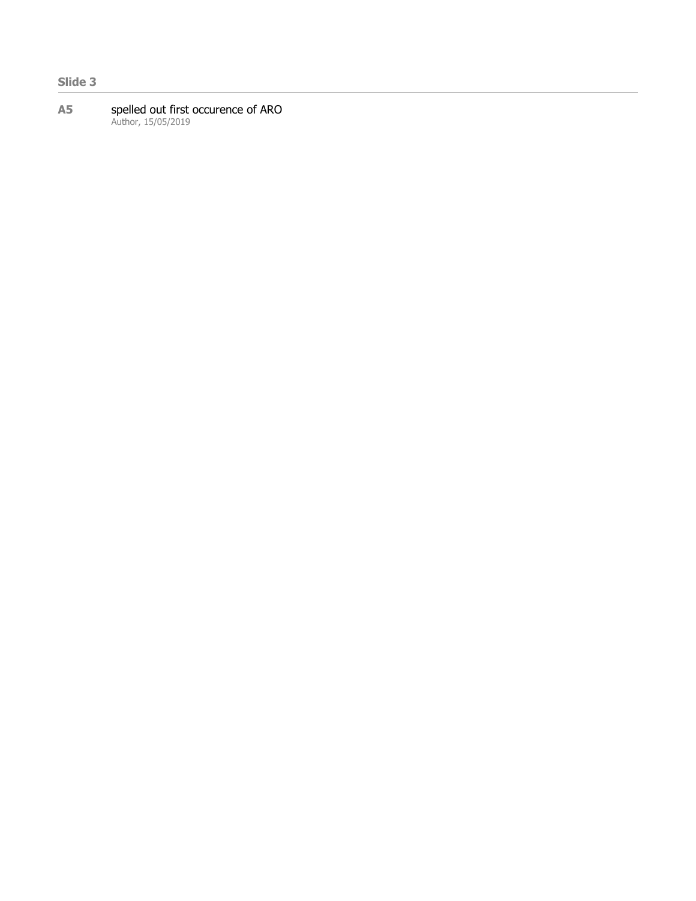**Slide 3**

---

**A5** spelled out first occurence of ARO
Author, 15/05/2019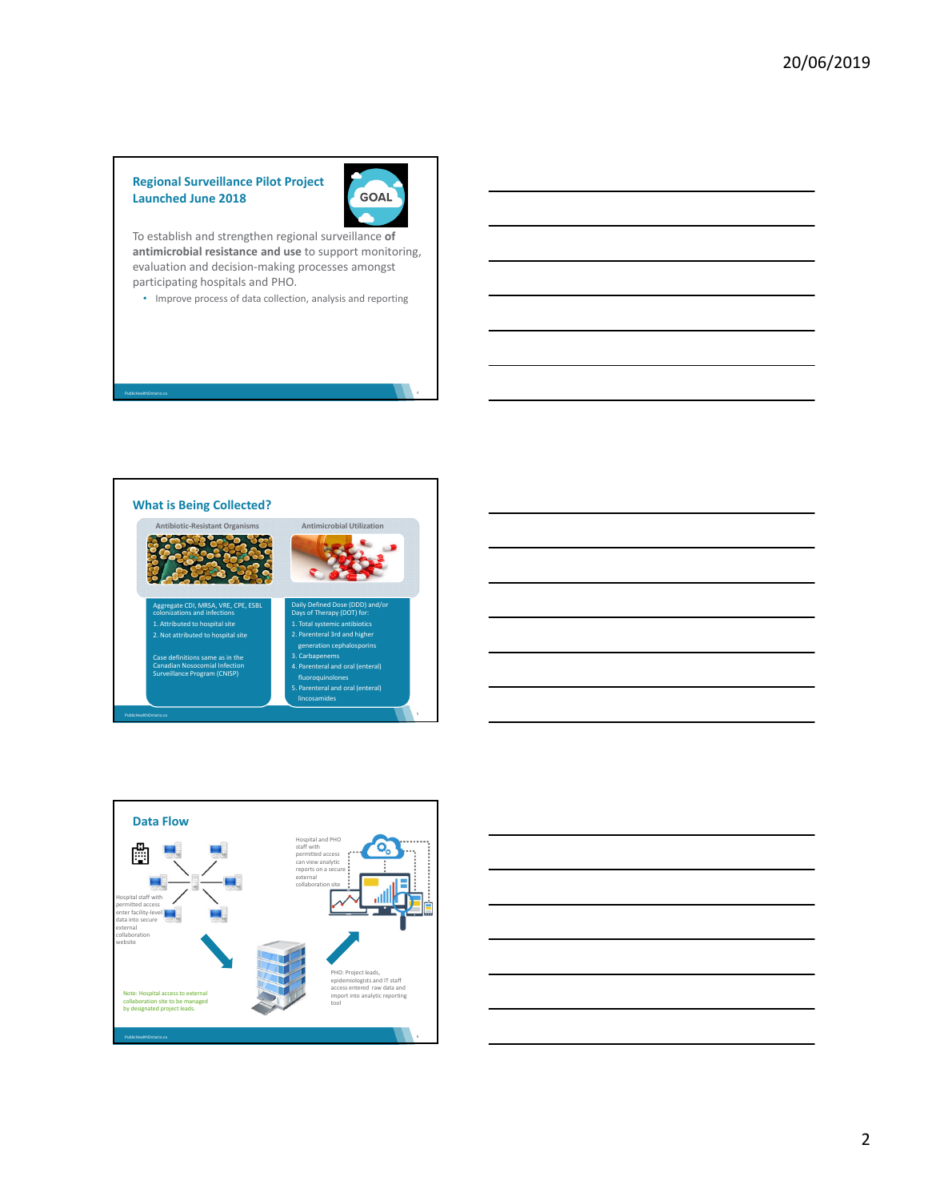## Regional Surveillance Pilot Project Launched June 2018

GOAL

To establish and strengthen regional surveillance **of antimicrobial resistance and use** to support monitoring, evaluation and decision-making processes amongst participating hospitals and PHO.

- Improve process of data collection, analysis and reporting

## What is Being Collected?

| Antibiotic-Resistant Organisms | Antimicrobial Utilization |
|---|---|
| Aggregate CDI, MRSA, VRE, CPE, ESBL colonizations and infections<br>1. Attributed to hospital site<br>2. Not attributed to hospital site<br><br>Case definitions same as in the Canadian Nosocomial Infection Surveillance Program (CNISP) | Daily Defined Dose (DDD) and/or Days of Therapy (DOT) for:<br>1. Total systemic antibiotics<br>2. Parenteral 3rd and higher generation cephalosporins<br>3. Carbapenems<br>4. Parenteral and oral (enteral) fluoroquinolones<br>5. Parenteral and oral (enteral) lincosamides |

## Data Flow

Hospital staff with permitted access enter facility-level data into secure external collaboration website

PHO: Project leads, epidemiologists and IT staff access entered raw data and import into analytic reporting tool

Hospital and PHO staff with permitted access can view analytic reports on a secure external collaboration site

Note: Hospital access to external collaboration site to be managed by designated project leads.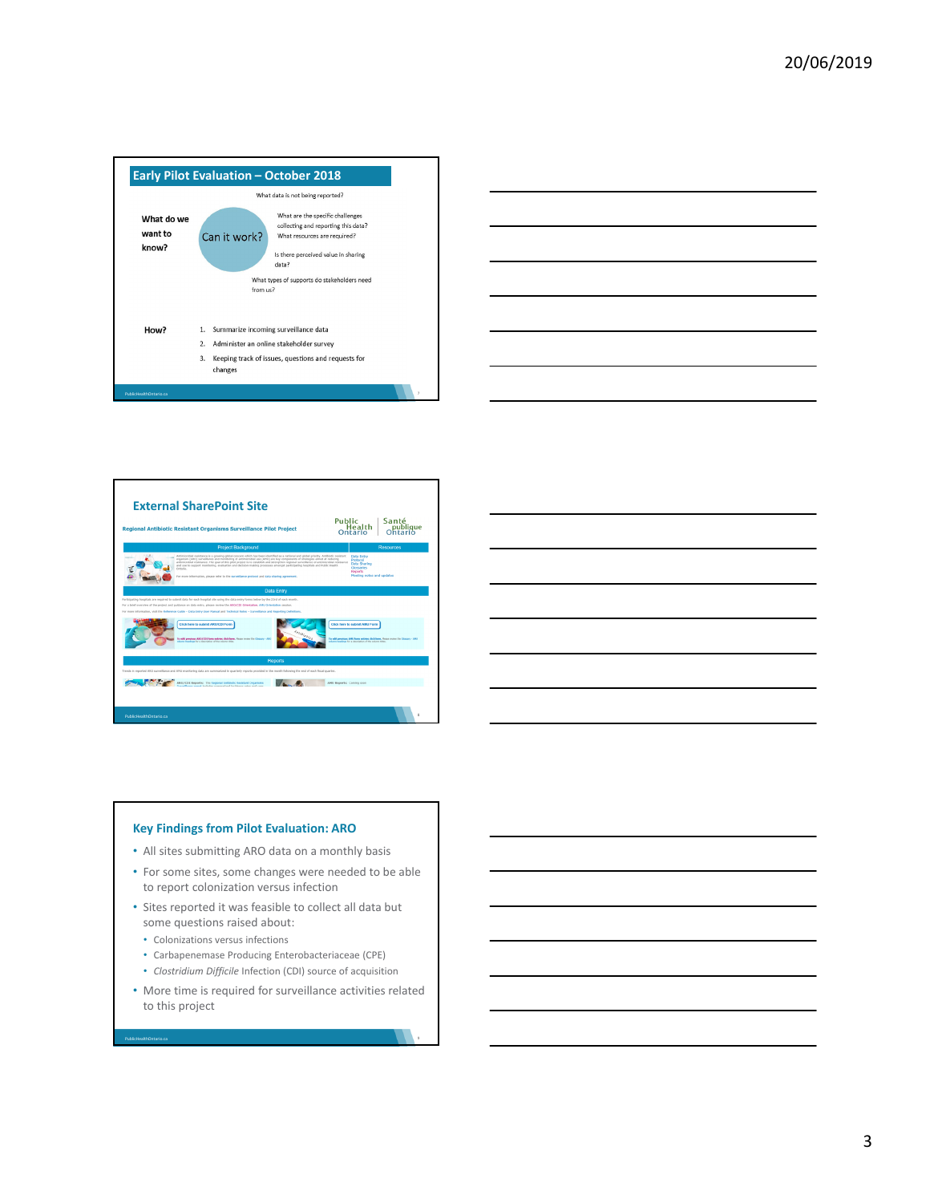## Early Pilot Evaluation – October 2018

**What do we want to know?**

Can it work?

- What data is not being reported?
- What are the specific challenges collecting and reporting this data?
- What resources are required?
- Is there perceived value in sharing data?
- What types of supports do stakeholders need from us?

**How?**

1. Summarize incoming surveillance data
2. Administer an online stakeholder survey
3. Keeping track of issues, questions and requests for changes

## External SharePoint Site

Regional Antibiotic Resistant Organisms Surveillance Pilot Project

Public Health Ontario | Santé publique Ontario

Project Background | Resources

Data Entry

Reports

## Key Findings from Pilot Evaluation: ARO

- All sites submitting ARO data on a monthly basis
- For some sites, some changes were needed to be able to report colonization versus infection
- Sites reported it was feasible to collect all data but some questions raised about:
  - Colonizations versus infections
  - Carbapenemase Producing Enterobacteriaceae (CPE)
  - *Clostridium Difficile* Infection (CDI) source of acquisition
- More time is required for surveillance activities related to this project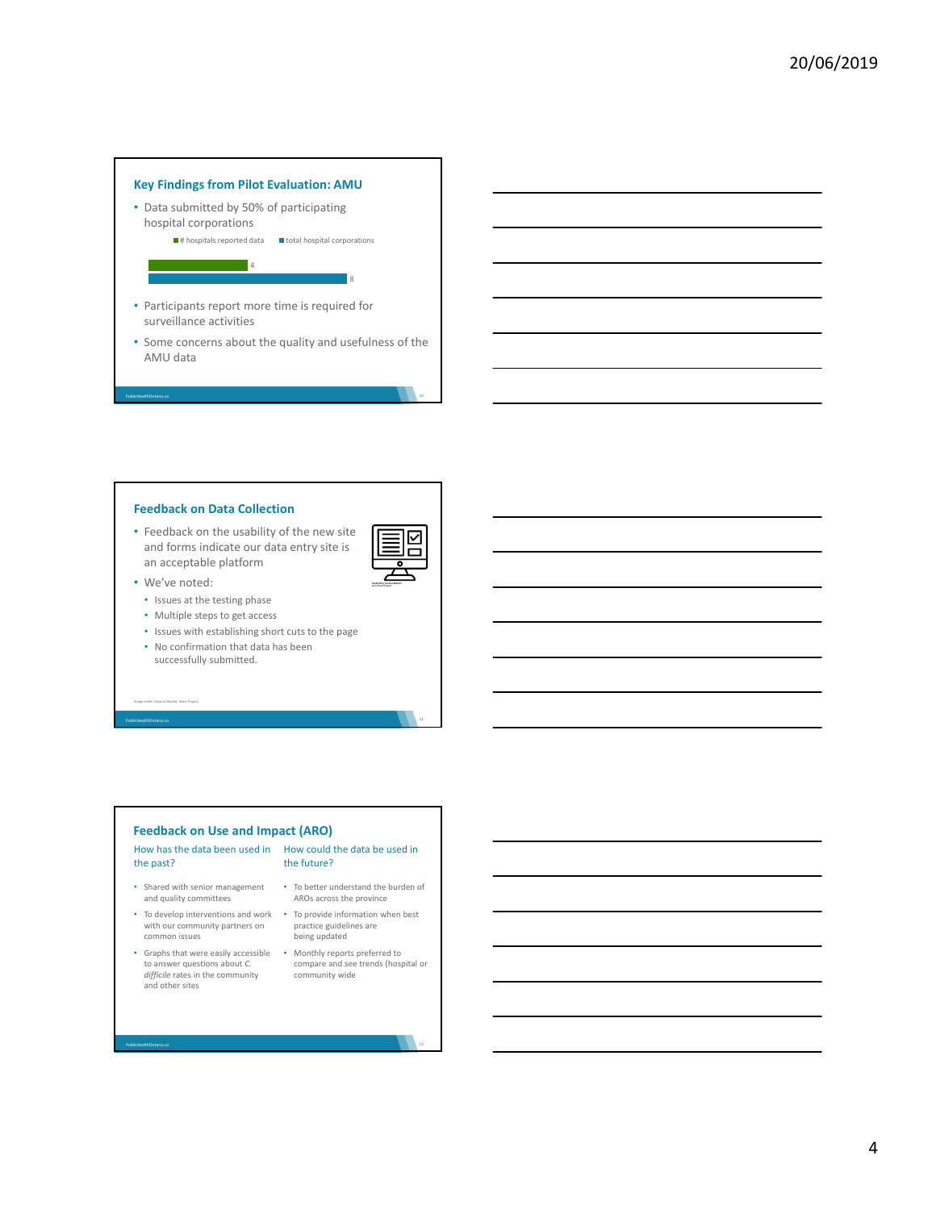## Key Findings from Pilot Evaluation: AMU

- Data submitted by 50% of participating hospital corporations

| | Count |
|---|---|
| # hospitals reported data | 4 |
| total hospital corporations | 8 |

- Participants report more time is required for surveillance activities
- Some concerns about the quality and usefulness of the AMU data

## Feedback on Data Collection

- Feedback on the usability of the new site and forms indicate our data entry site is an acceptable platform
- We've noted:
  - Issues at the testing phase
  - Multiple steps to get access
  - Issues with establishing short cuts to the page
  - No confirmation that data has been successfully submitted.

Image credit: Victoria Market, Noun Project

## Feedback on Use and Impact (ARO)

**How has the data been used in the past?**

- Shared with senior management and quality committees
- To develop interventions and work with our community partners on common issues
- Graphs that were easily accessible to answer questions about *C. difficile* rates in the community and other sites

**How could the data be used in the future?**

- To better understand the burden of AROs across the province
- To provide information when best practice guidelines are being updated
- Monthly reports preferred to compare and see trends (hospital or community wide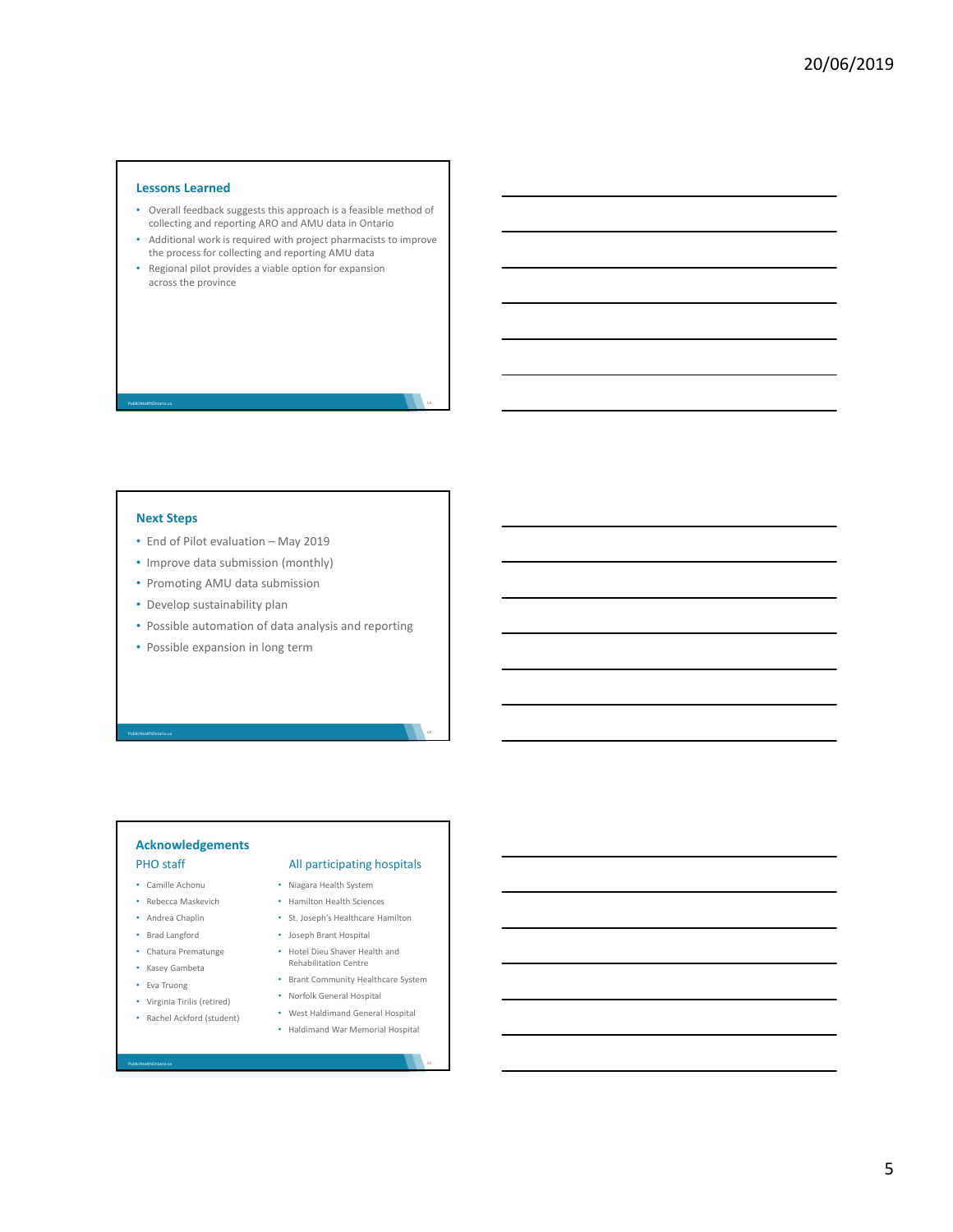## Lessons Learned

- Overall feedback suggests this approach is a feasible method of collecting and reporting ARO and AMU data in Ontario
- Additional work is required with project pharmacists to improve the process for collecting and reporting AMU data
- Regional pilot provides a viable option for expansion across the province

## Next Steps

- End of Pilot evaluation – May 2019
- Improve data submission (monthly)
- Promoting AMU data submission
- Develop sustainability plan
- Possible automation of data analysis and reporting
- Possible expansion in long term

## Acknowledgements

### PHO staff

- Camille Achonu
- Rebecca Maskevich
- Andrea Chaplin
- Brad Langford
- Chatura Prematunge
- Kasey Gambeta
- Eva Truong
- Virginia Tirilis (retired)
- Rachel Ackford (student)

### All participating hospitals

- Niagara Health System
- Hamilton Health Sciences
- St. Joseph's Healthcare Hamilton
- Joseph Brant Hospital
- Hotel Dieu Shaver Health and Rehabilitation Centre
- Brant Community Healthcare System
- Norfolk General Hospital
- West Haldimand General Hospital
- Haldimand War Memorial Hospital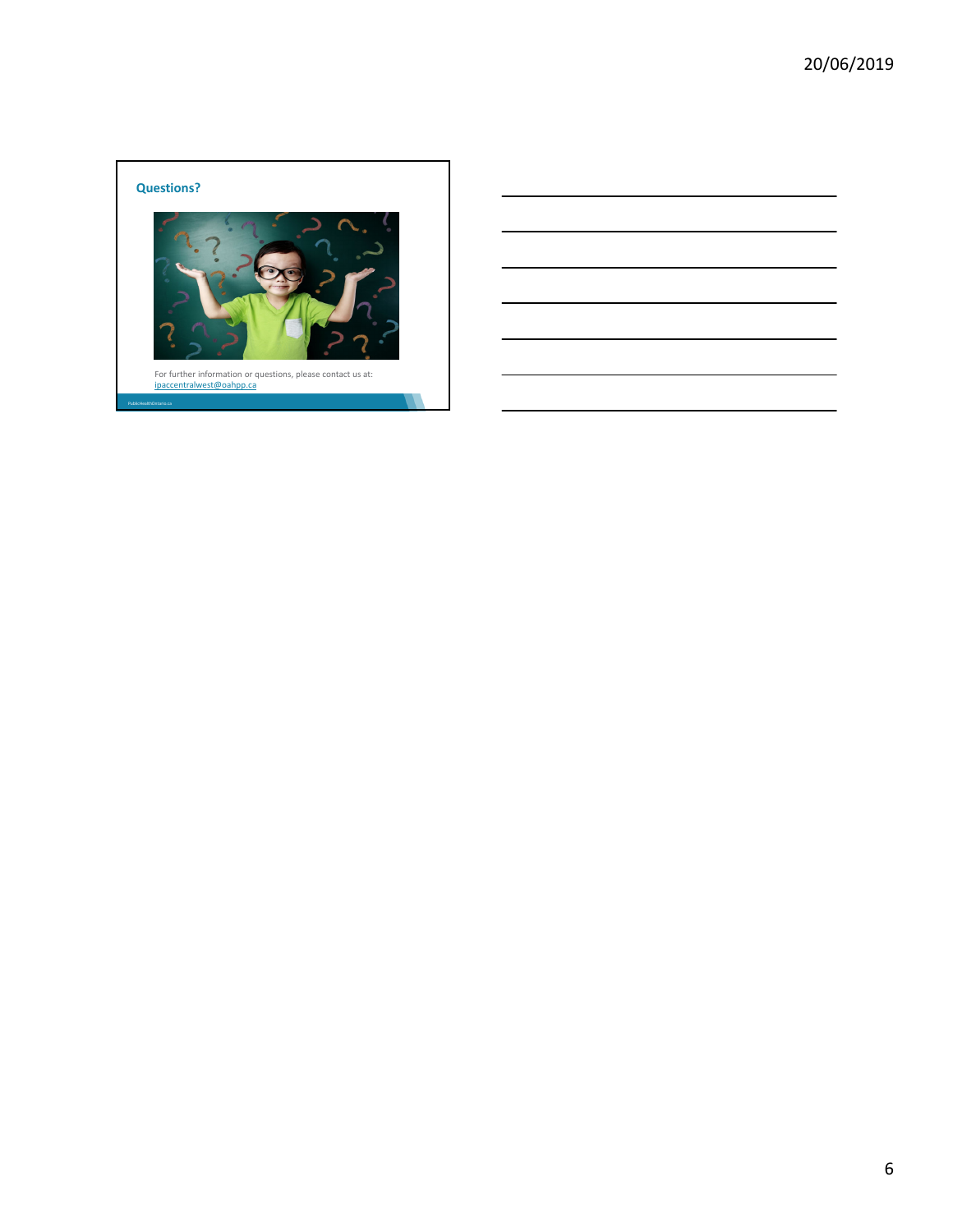## Questions?

For further information or questions, please contact us at: ipaccentralwest@oahpp.ca